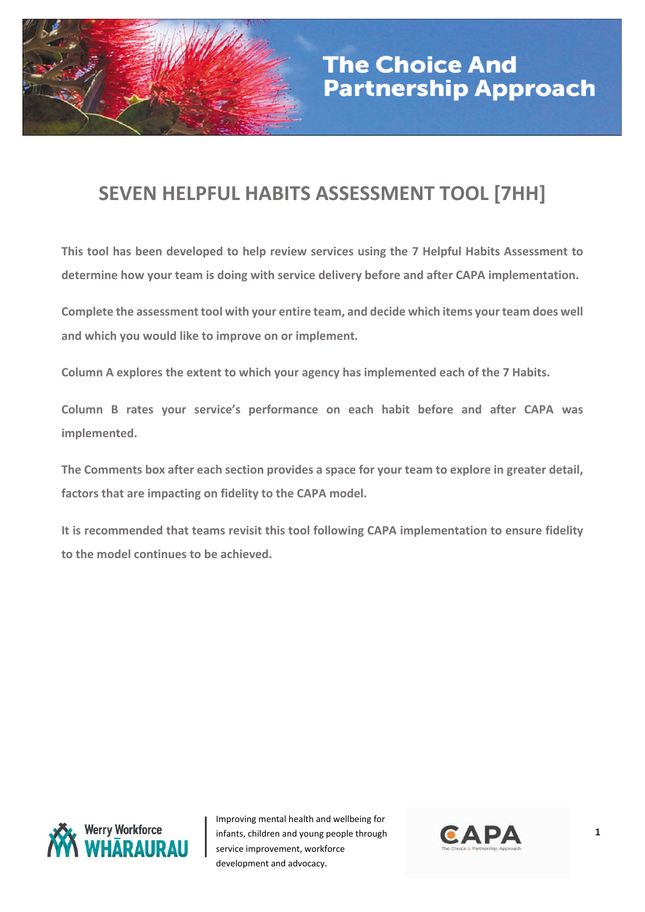# The Choice And Partnership Approach

## SEVEN HELPFUL HABITS ASSESSMENT TOOL [7HH]

**This tool has been developed to help review services using the 7 Helpful Habits Assessment to determine how your team is doing with service delivery before and after CAPA implementation.**

**Complete the assessment tool with your entire team, and decide which items your team does well and which you would like to improve on or implement.**

**Column A explores the extent to which your agency has implemented each of the 7 Habits.**

**Column B rates your service's performance on each habit before and after CAPA was implemented.**

**The Comments box after each section provides a space for your team to explore in greater detail, factors that are impacting on fidelity to the CAPA model.**

**It is recommended that teams revisit this tool following CAPA implementation to ensure fidelity to the model continues to be achieved.**

Werry Workforce WHĀRAURAU

Improving mental health and wellbeing for infants, children and young people through service improvement, workforce development and advocacy.

CAPA The Choice & Partnership Approach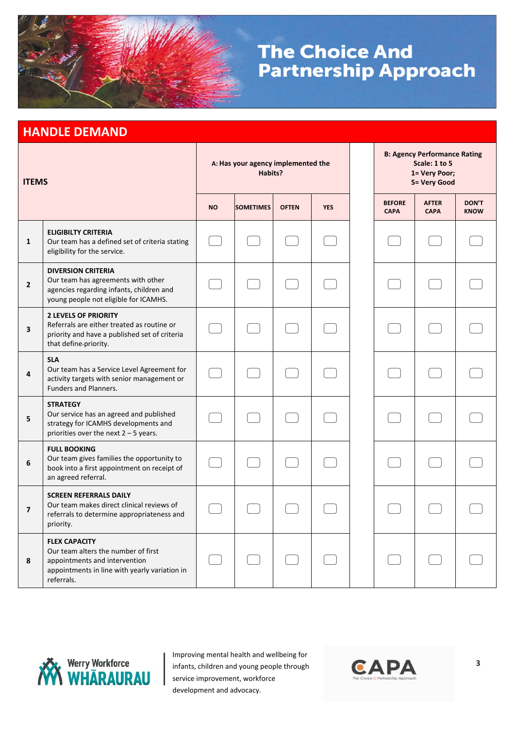# The Choice And Partnership Approach

## HANDLE DEMAND

| | ITEMS | A: Has your agency implemented the Habits? | | | | | B: Agency Performance Rating Scale: 1 to 5 1= Very Poor; 5= Very Good | | |
|---|---|---|---|---|---|---|---|---|---|
| | | NO | SOMETIMES | OFTEN | YES | | BEFORE CAPA | AFTER CAPA | DON'T KNOW |
| 1 | **ELIGIBILTY CRITERIA** Our team has a defined set of criteria stating eligibility for the service. | ☐ | ☐ | ☐ | ☐ | | ☐ | ☐ | ☐ |
| 2 | **DIVERSION CRITERIA** Our team has agreements with other agencies regarding infants, children and young people not eligible for ICAMHS. | ☐ | ☐ | ☐ | ☐ | | ☐ | ☐ | ☐ |
| 3 | **2 LEVELS OF PRIORITY** Referrals are either treated as routine or priority and have a published set of criteria that define-priority. | ☐ | ☐ | ☐ | ☐ | | ☐ | ☐ | ☐ |
| 4 | **SLA** Our team has a Service Level Agreement for activity targets with senior management or Funders and Planners. | ☐ | ☐ | ☐ | ☐ | | ☐ | ☐ | ☐ |
| 5 | **STRATEGY** Our service has an agreed and published strategy for ICAMHS developments and priorities over the next 2 – 5 years. | ☐ | ☐ | ☐ | ☐ | | ☐ | ☐ | ☐ |
| 6 | **FULL BOOKING** Our team gives families the opportunity to book into a first appointment on receipt of an agreed referral. | ☐ | ☐ | ☐ | ☐ | | ☐ | ☐ | ☐ |
| 7 | **SCREEN REFERRALS DAILY** Our team makes direct clinical reviews of referrals to determine appropriateness and priority. | ☐ | ☐ | ☐ | ☐ | | ☐ | ☐ | ☐ |
| 8 | **FLEX CAPACITY** Our team alters the number of first appointments and intervention appointments in line with yearly variation in referrals. | ☐ | ☐ | ☐ | ☐ | | ☐ | ☐ | ☐ |

Werry Workforce WHĀRAURAU

Improving mental health and wellbeing for infants, children and young people through service improvement, workforce development and advocacy.

CAPA The Choice & Partnership Approach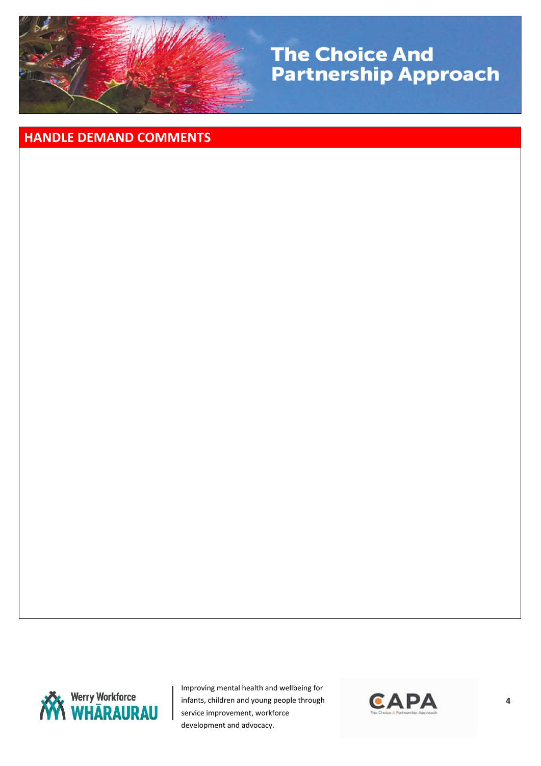## HANDLE DEMAND COMMENTS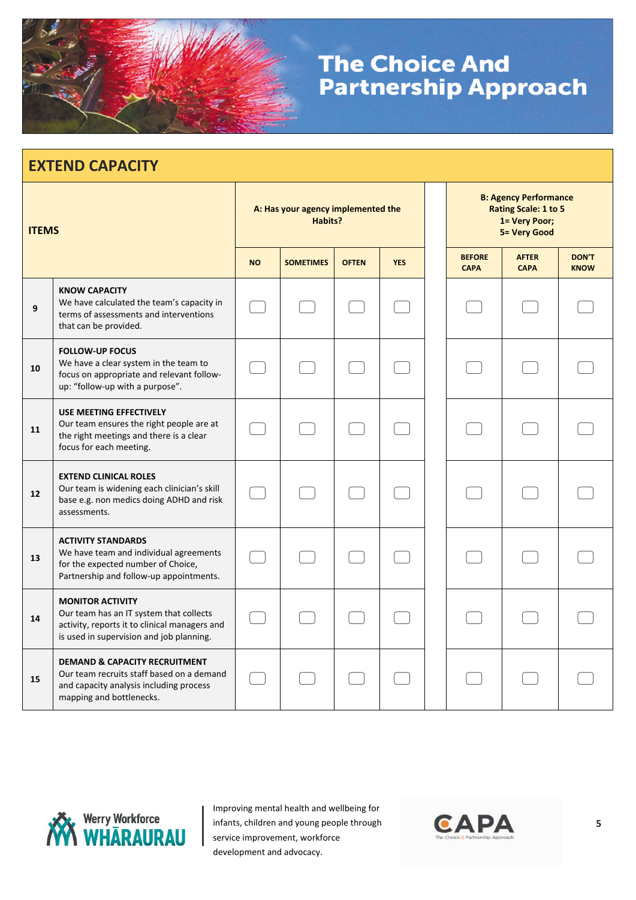## EXTEND CAPACITY

| | ITEMS | A: Has your agency implemented the Habits? | | | | B: Agency Performance Rating Scale: 1 to 5 1= Very Poor; 5= Very Good | | |
|---|---|---|---|---|---|---|---|---|
| | | NO | SOMETIMES | OFTEN | YES | BEFORE CAPA | AFTER CAPA | DON'T KNOW |
| 9 | **KNOW CAPACITY** We have calculated the team's capacity in terms of assessments and interventions that can be provided. | ☐ | ☐ | ☐ | ☐ | ☐ | ☐ | ☐ |
| 10 | **FOLLOW-UP FOCUS** We have a clear system in the team to focus on appropriate and relevant follow-up: "follow-up with a purpose". | ☐ | ☐ | ☐ | ☐ | ☐ | ☐ | ☐ |
| 11 | **USE MEETING EFFECTIVELY** Our team ensures the right people are at the right meetings and there is a clear focus for each meeting. | ☐ | ☐ | ☐ | ☐ | ☐ | ☐ | ☐ |
| 12 | **EXTEND CLINICAL ROLES** Our team is widening each clinician's skill base e.g. non medics doing ADHD and risk assessments. | ☐ | ☐ | ☐ | ☐ | ☐ | ☐ | ☐ |
| 13 | **ACTIVITY STANDARDS** We have team and individual agreements for the expected number of Choice, Partnership and follow-up appointments. | ☐ | ☐ | ☐ | ☐ | ☐ | ☐ | ☐ |
| 14 | **MONITOR ACTIVITY** Our team has an IT system that collects activity, reports it to clinical managers and is used in supervision and job planning. | ☐ | ☐ | ☐ | ☐ | ☐ | ☐ | ☐ |
| 15 | **DEMAND & CAPACITY RECRUITMENT** Our team recruits staff based on a demand and capacity analysis including process mapping and bottlenecks. | ☐ | ☐ | ☐ | ☐ | ☐ | ☐ | ☐ |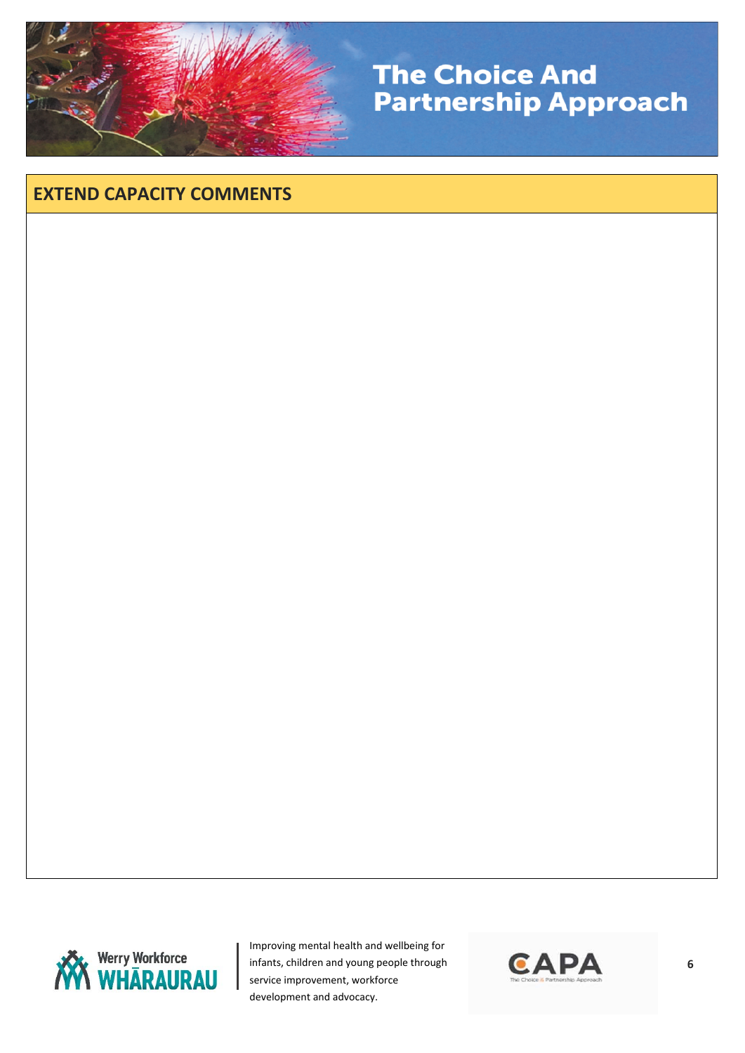## EXTEND CAPACITY COMMENTS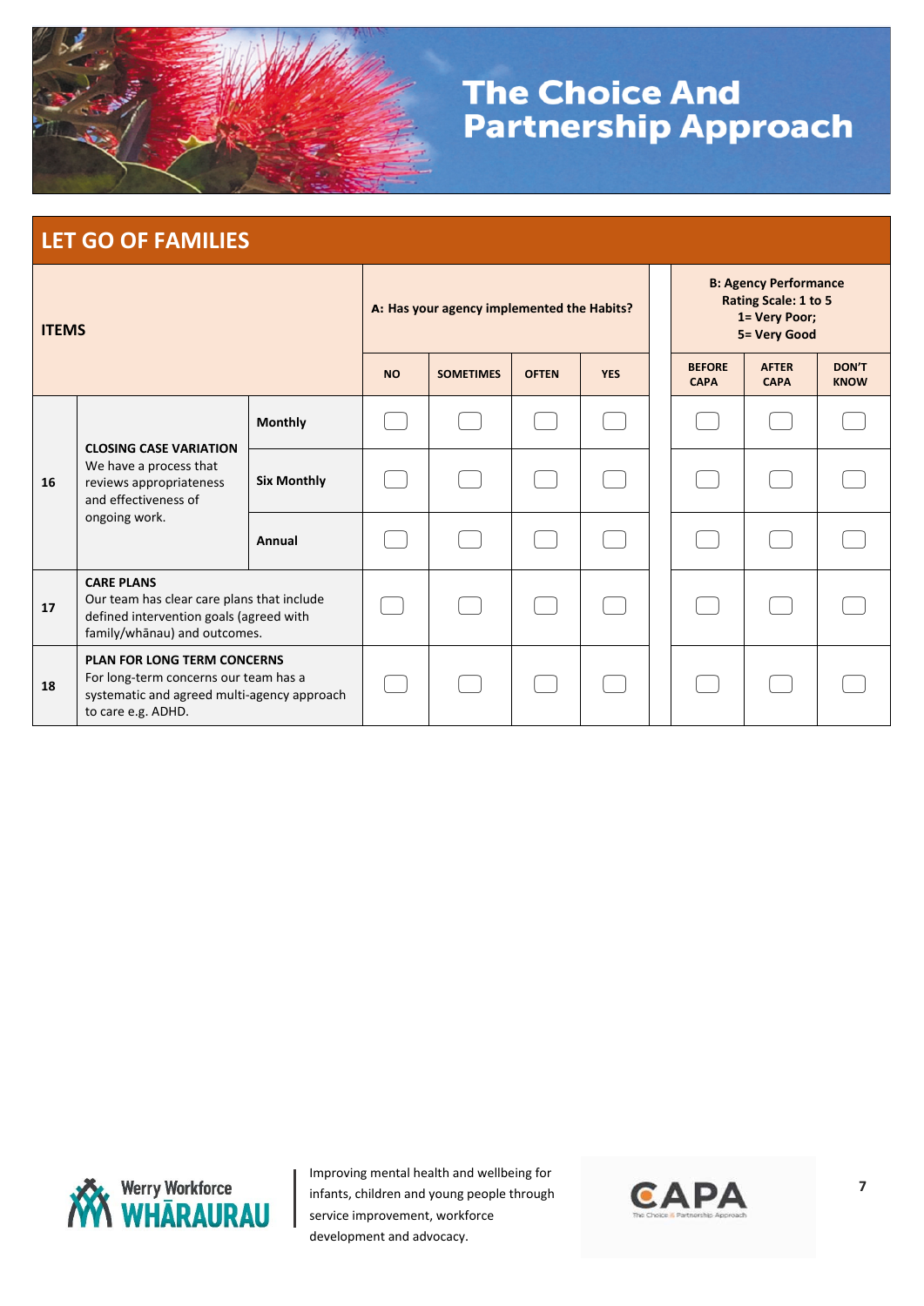## LET GO OF FAMILIES

| ITEMS | | | A: Has your agency implemented the Habits? | | | | B: Agency Performance Rating Scale: 1 to 5 1= Very Poor; 5= Very Good | | |
|---|---|---|---|---|---|---|---|---|---|
| | | | NO | SOMETIMES | OFTEN | YES | BEFORE CAPA | AFTER CAPA | DON'T KNOW |
| 16 | **CLOSING CASE VARIATION** We have a process that reviews appropriateness and effectiveness of ongoing work. | **Monthly** | | | | | | | |
| | | **Six Monthly** | | | | | | | |
| | | **Annual** | | | | | | | |
| 17 | **CARE PLANS** Our team has clear care plans that include defined intervention goals (agreed with family/whānau) and outcomes. | | | | | | | | |
| 18 | **PLAN FOR LONG TERM CONCERNS** For long-term concerns our team has a systematic and agreed multi-agency approach to care e.g. ADHD. | | | | | | | | |

Improving mental health and wellbeing for infants, children and young people through service improvement, workforce development and advocacy.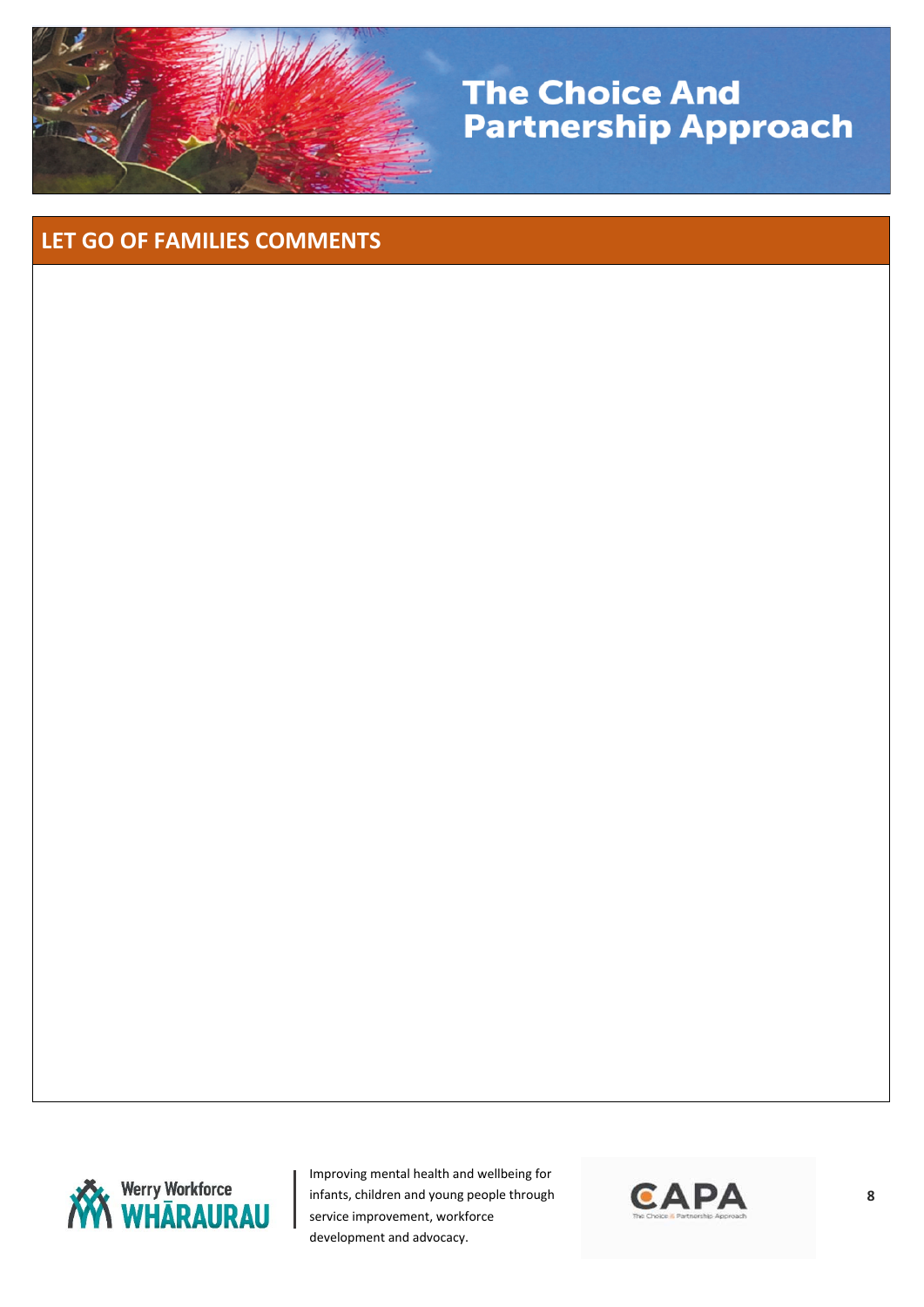## LET GO OF FAMILIES COMMENTS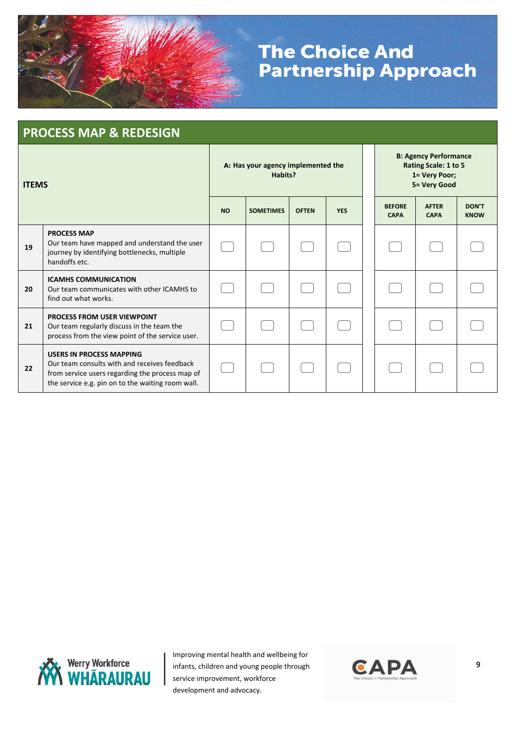## PROCESS MAP & REDESIGN

| ITEMS | | A: Has your agency implemented the Habits? | | | | B: Agency Performance Rating Scale: 1 to 5 1= Very Poor; 5= Very Good | | |
|---|---|---|---|---|---|---|---|---|
| | | NO | SOMETIMES | OFTEN | YES | BEFORE CAPA | AFTER CAPA | DON'T KNOW |
| 19 | **PROCESS MAP** Our team have mapped and understand the user journey by identifying bottlenecks, multiple handoffs etc. | ☐ | ☐ | ☐ | ☐ | ☐ | ☐ | ☐ |
| 20 | **ICAMHS COMMUNICATION** Our team communicates with other ICAMHS to find out what works. | ☐ | ☐ | ☐ | ☐ | ☐ | ☐ | ☐ |
| 21 | **PROCESS FROM USER VIEWPOINT** Our team regularly discuss in the team the process from the view point of the service user. | ☐ | ☐ | ☐ | ☐ | ☐ | ☐ | ☐ |
| 22 | **USERS IN PROCESS MAPPING** Our team consults with and receives feedback from service users regarding the process map of the service e.g. pin on to the waiting room wall. | ☐ | ☐ | ☐ | ☐ | ☐ | ☐ | ☐ |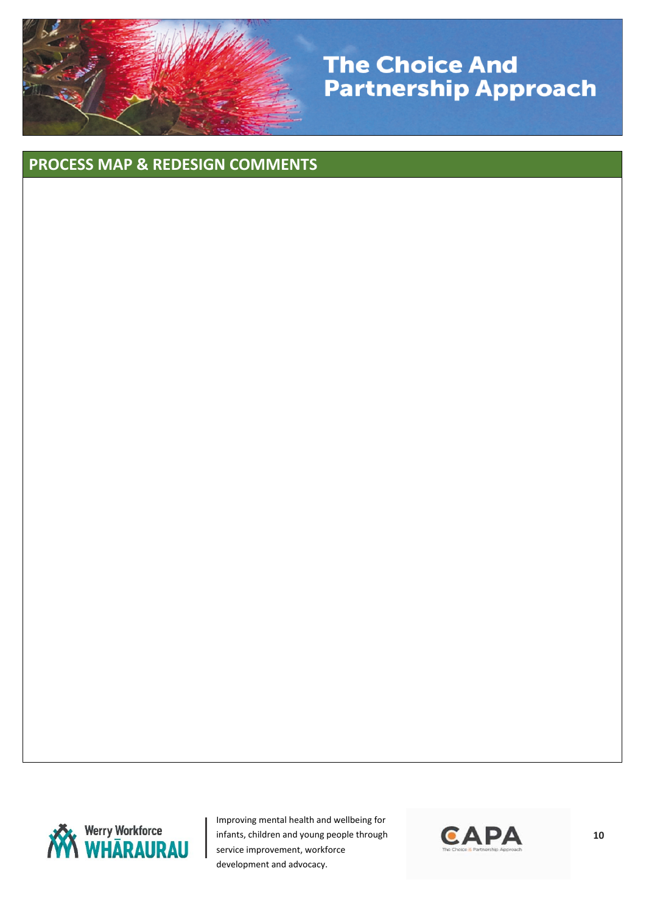## PROCESS MAP & REDESIGN COMMENTS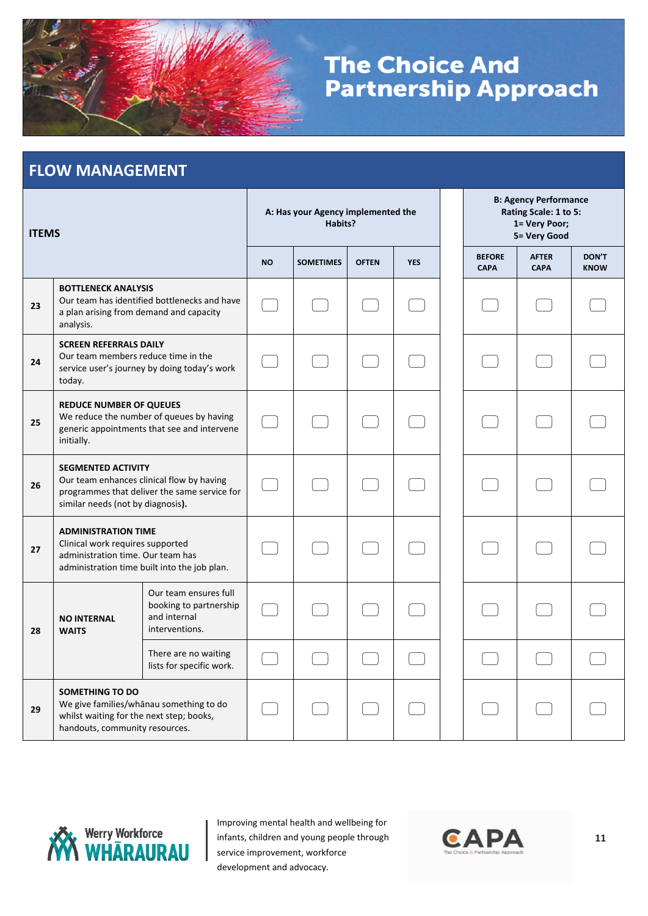# The Choice And Partnership Approach

## FLOW MANAGEMENT

| | ITEMS | | A: Has your Agency implemented the Habits? | | | | B: Agency Performance Rating Scale: 1 to 5: 1= Very Poor; 5= Very Good | | |
|---|---|---|---|---|---|---|---|---|---|
| | | | NO | SOMETIMES | OFTEN | YES | BEFORE CAPA | AFTER CAPA | DON'T KNOW |
| 23 | **BOTTLENECK ANALYSIS** Our team has identified bottlenecks and have a plan arising from demand and capacity analysis. | | ☐ | ☐ | ☐ | ☐ | ☐ | ☐ | ☐ |
| 24 | **SCREEN REFERRALS DAILY** Our team members reduce time in the service user's journey by doing today's work today. | | ☐ | ☐ | ☐ | ☐ | ☐ | ☐ | ☐ |
| 25 | **REDUCE NUMBER OF QUEUES** We reduce the number of queues by having generic appointments that see and intervene initially. | | ☐ | ☐ | ☐ | ☐ | ☐ | ☐ | ☐ |
| 26 | **SEGMENTED ACTIVITY** Our team enhances clinical flow by having programmes that deliver the same service for similar needs (not by diagnosis**).** | | ☐ | ☐ | ☐ | ☐ | ☐ | ☐ | ☐ |
| 27 | **ADMINISTRATION TIME** Clinical work requires supported administration time. Our team has administration time built into the job plan. | | ☐ | ☐ | ☐ | ☐ | ☐ | ☐ | ☐ |
| 28 | **NO INTERNAL WAITS** | Our team ensures full booking to partnership and internal interventions. | ☐ | ☐ | ☐ | ☐ | ☐ | ☐ | ☐ |
| | | There are no waiting lists for specific work. | ☐ | ☐ | ☐ | ☐ | ☐ | ☐ | ☐ |
| 29 | **SOMETHING TO DO** We give families/whānau something to do whilst waiting for the next step; books, handouts, community resources. | | ☐ | ☐ | ☐ | ☐ | ☐ | ☐ | ☐ |

Werry Workforce WHĀRAURAU

Improving mental health and wellbeing for infants, children and young people through service improvement, workforce development and advocacy.

CAPA The Choice & Partnership Approach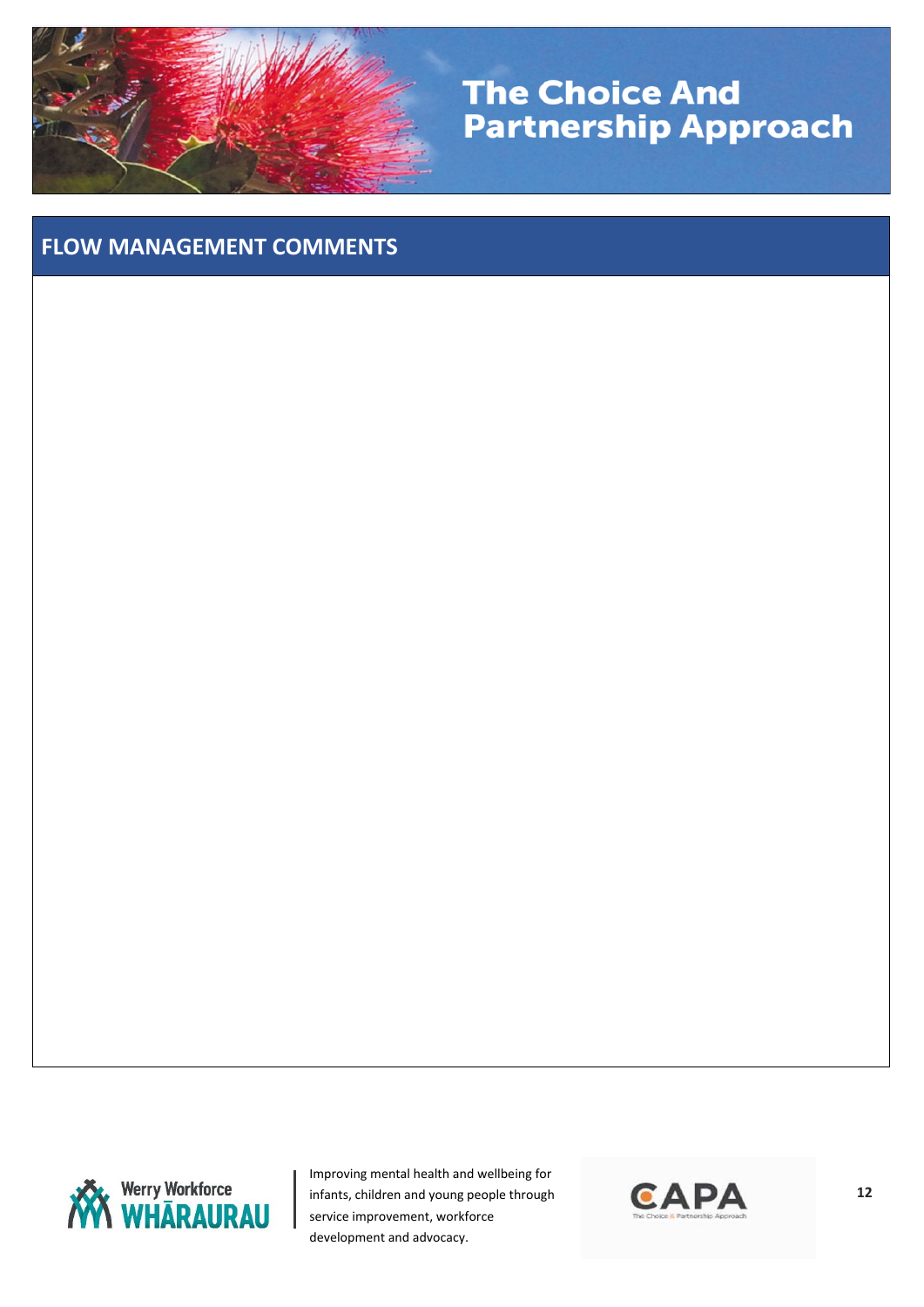## FLOW MANAGEMENT COMMENTS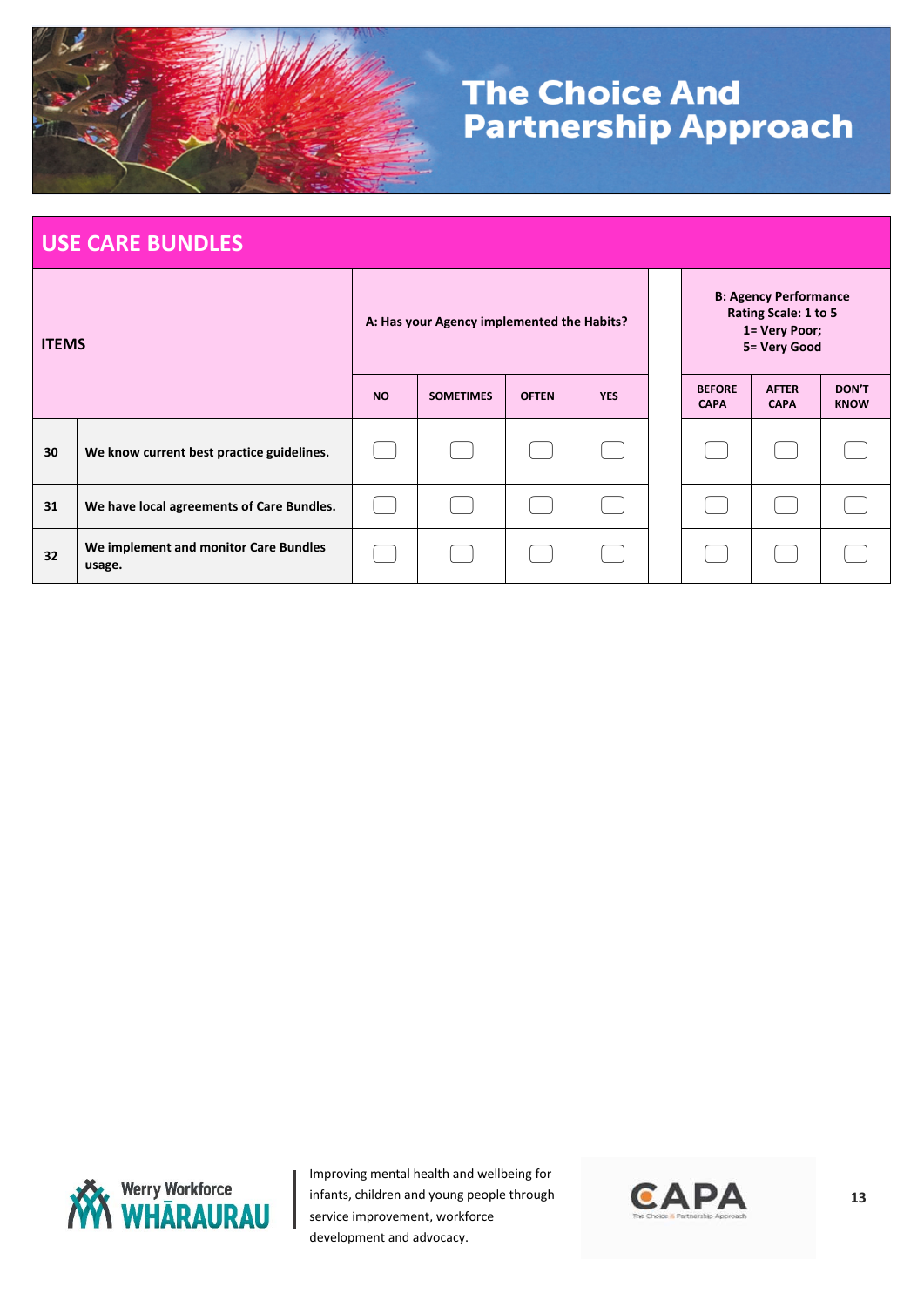# The Choice And Partnership Approach

## USE CARE BUNDLES

| ITEMS | | A: Has your Agency implemented the Habits? | | | | | B: Agency Performance Rating Scale: 1 to 5<br>1= Very Poor;<br>5= Very Good | | |
|---|---|---|---|---|---|---|---|---|---|
| | | NO | SOMETIMES | OFTEN | YES | | BEFORE CAPA | AFTER CAPA | DON'T KNOW |
| 30 | We know current best practice guidelines. | ☐ | ☐ | ☐ | ☐ | | ☐ | ☐ | ☐ |
| 31 | We have local agreements of Care Bundles. | ☐ | ☐ | ☐ | ☐ | | ☐ | ☐ | ☐ |
| 32 | We implement and monitor Care Bundles usage. | ☐ | ☐ | ☐ | ☐ | | ☐ | ☐ | ☐ |

Werry Workforce WHĀRAURAU

Improving mental health and wellbeing for infants, children and young people through service improvement, workforce development and advocacy.

CAPA The Choice & Partnership Approach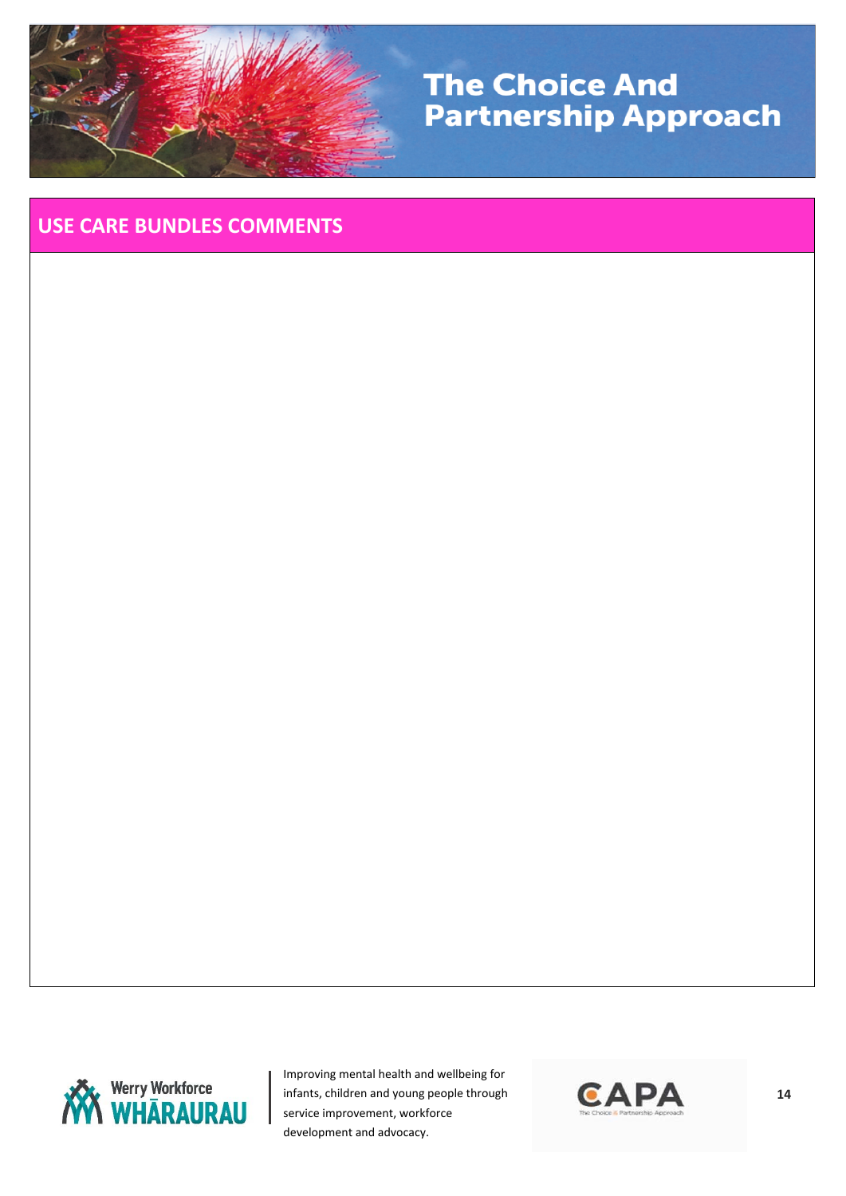## USE CARE BUNDLES COMMENTS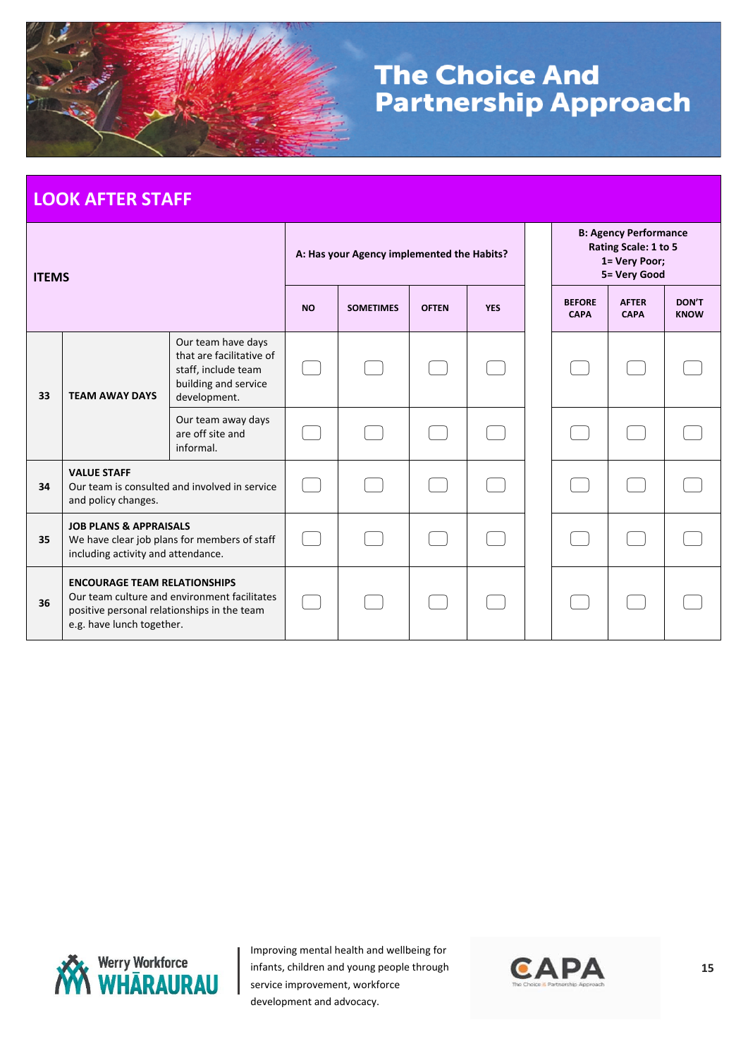# The Choice And Partnership Approach

## LOOK AFTER STAFF

| ITEMS | | | A: Has your Agency implemented the Habits? | | | | B: Agency Performance Rating Scale: 1 to 5 1= Very Poor; 5= Very Good | | |
|---|---|---|---|---|---|---|---|---|---|
| | | | NO | SOMETIMES | OFTEN | YES | BEFORE CAPA | AFTER CAPA | DON'T KNOW |
| 33 | **TEAM AWAY DAYS** | Our team have days that are facilitative of staff, include team building and service development. | ☐ | ☐ | ☐ | ☐ | ☐ | ☐ | ☐ |
| | | Our team away days are off site and informal. | ☐ | ☐ | ☐ | ☐ | ☐ | ☐ | ☐ |
| 34 | **VALUE STAFF** Our team is consulted and involved in service and policy changes. | | ☐ | ☐ | ☐ | ☐ | ☐ | ☐ | ☐ |
| 35 | **JOB PLANS & APPRAISALS** We have clear job plans for members of staff including activity and attendance. | | ☐ | ☐ | ☐ | ☐ | ☐ | ☐ | ☐ |
| 36 | **ENCOURAGE TEAM RELATIONSHIPS** Our team culture and environment facilitates positive personal relationships in the team e.g. have lunch together. | | ☐ | ☐ | ☐ | ☐ | ☐ | ☐ | ☐ |

Werry Workforce WHĀRAURAU

Improving mental health and wellbeing for infants, children and young people through service improvement, workforce development and advocacy.

CAPA The Choice & Partnership Approach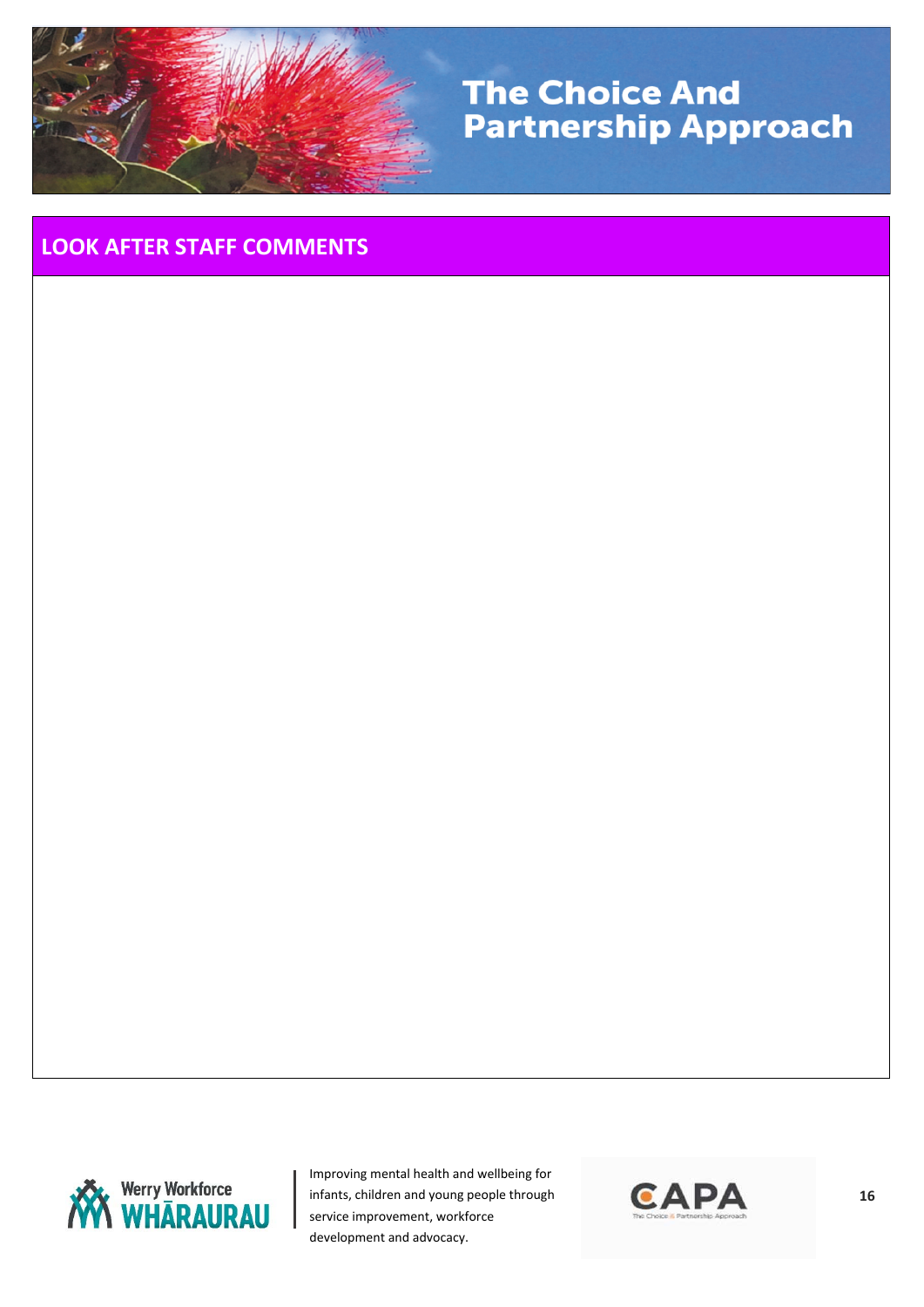## LOOK AFTER STAFF COMMENTS